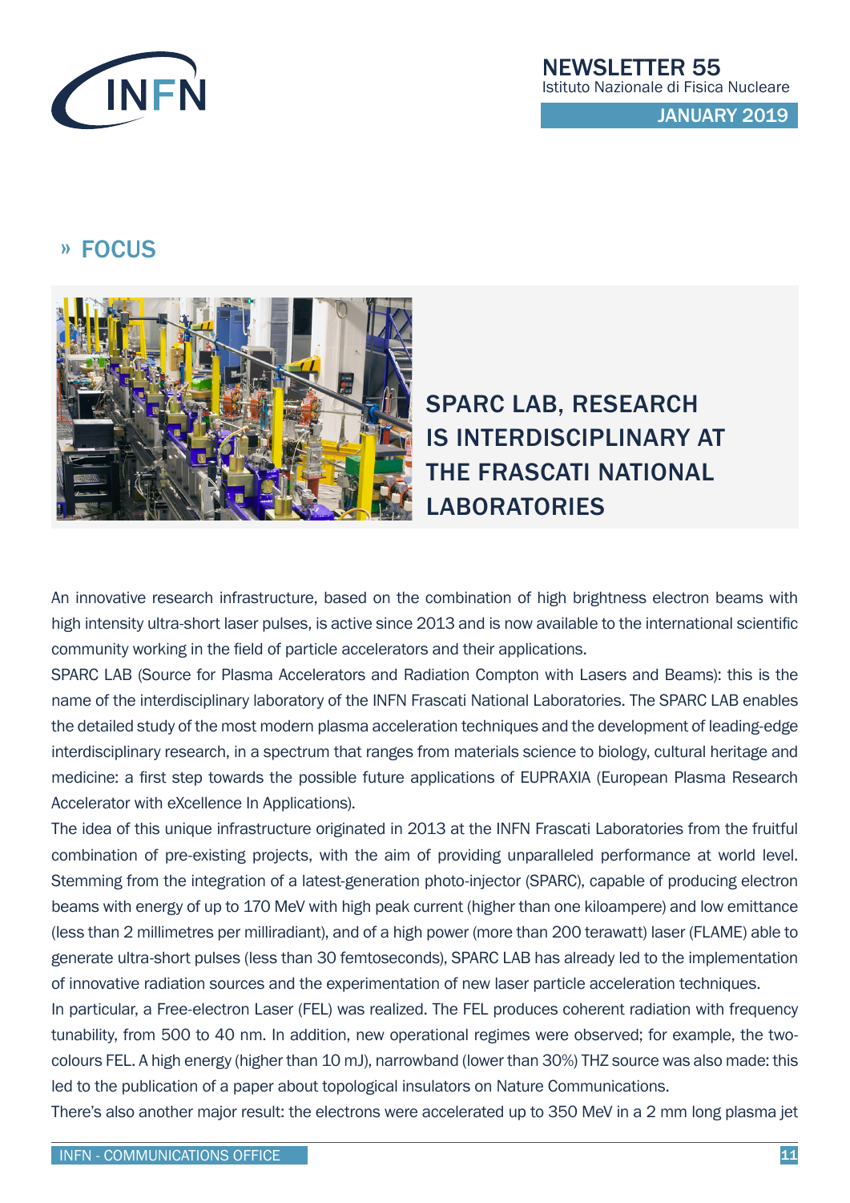» FOCUS

# SPARC LAB, RESEARCH IS INTERDISCIPLINARY AT THE FRASCATI NATIONAL LABORATORIES

An innovative research infrastructure, based on the combination of high brightness electron beams with high intensity ultra-short laser pulses, is active since 2013 and is now available to the international scientific community working in the field of particle accelerators and their applications.

SPARC LAB (Source for Plasma Accelerators and Radiation Compton with Lasers and Beams): this is the name of the interdisciplinary laboratory of the INFN Frascati National Laboratories. The SPARC LAB enables the detailed study of the most modern plasma acceleration techniques and the development of leading-edge interdisciplinary research, in a spectrum that ranges from materials science to biology, cultural heritage and medicine: a first step towards the possible future applications of EUPRAXIA (European Plasma Research Accelerator with eXcellence In Applications).

The idea of this unique infrastructure originated in 2013 at the INFN Frascati Laboratories from the fruitful combination of pre-existing projects, with the aim of providing unparalleled performance at world level. Stemming from the integration of a latest-generation photo-injector (SPARC), capable of producing electron beams with energy of up to 170 MeV with high peak current (higher than one kiloampere) and low emittance (less than 2 millimetres per milliradiant), and of a high power (more than 200 terawatt) laser (FLAME) able to generate ultra-short pulses (less than 30 femtoseconds), SPARC LAB has already led to the implementation of innovative radiation sources and the experimentation of new laser particle acceleration techniques.

In particular, a Free-electron Laser (FEL) was realized. The FEL produces coherent radiation with frequency tunability, from 500 to 40 nm. In addition, new operational regimes were observed; for example, the two-colours FEL. A high energy (higher than 10 mJ), narrowband (lower than 30%) THZ source was also made: this led to the publication of a paper about topological insulators on Nature Communications.

There's also another major result: the electrons were accelerated up to 350 MeV in a 2 mm long plasma jet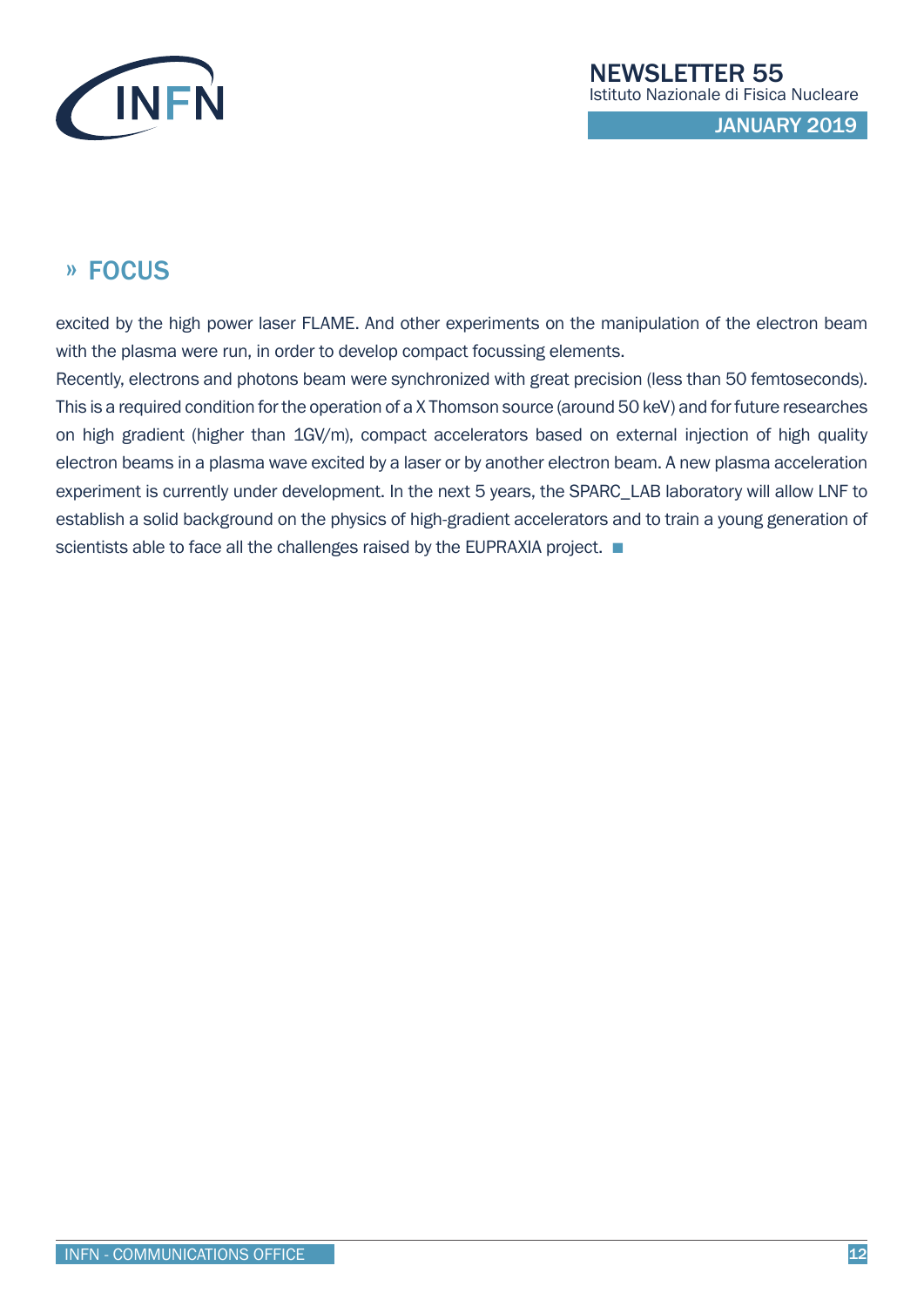## » FOCUS

excited by the high power laser FLAME. And other experiments on the manipulation of the electron beam with the plasma were run, in order to develop compact focussing elements.

Recently, electrons and photons beam were synchronized with great precision (less than 50 femtoseconds). This is a required condition for the operation of a X Thomson source (around 50 keV) and for future researches on high gradient (higher than 1GV/m), compact accelerators based on external injection of high quality electron beams in a plasma wave excited by a laser or by another electron beam. A new plasma acceleration experiment is currently under development. In the next 5 years, the SPARC_LAB laboratory will allow LNF to establish a solid background on the physics of high-gradient accelerators and to train a young generation of scientists able to face all the challenges raised by the EUPRAXIA project. ■